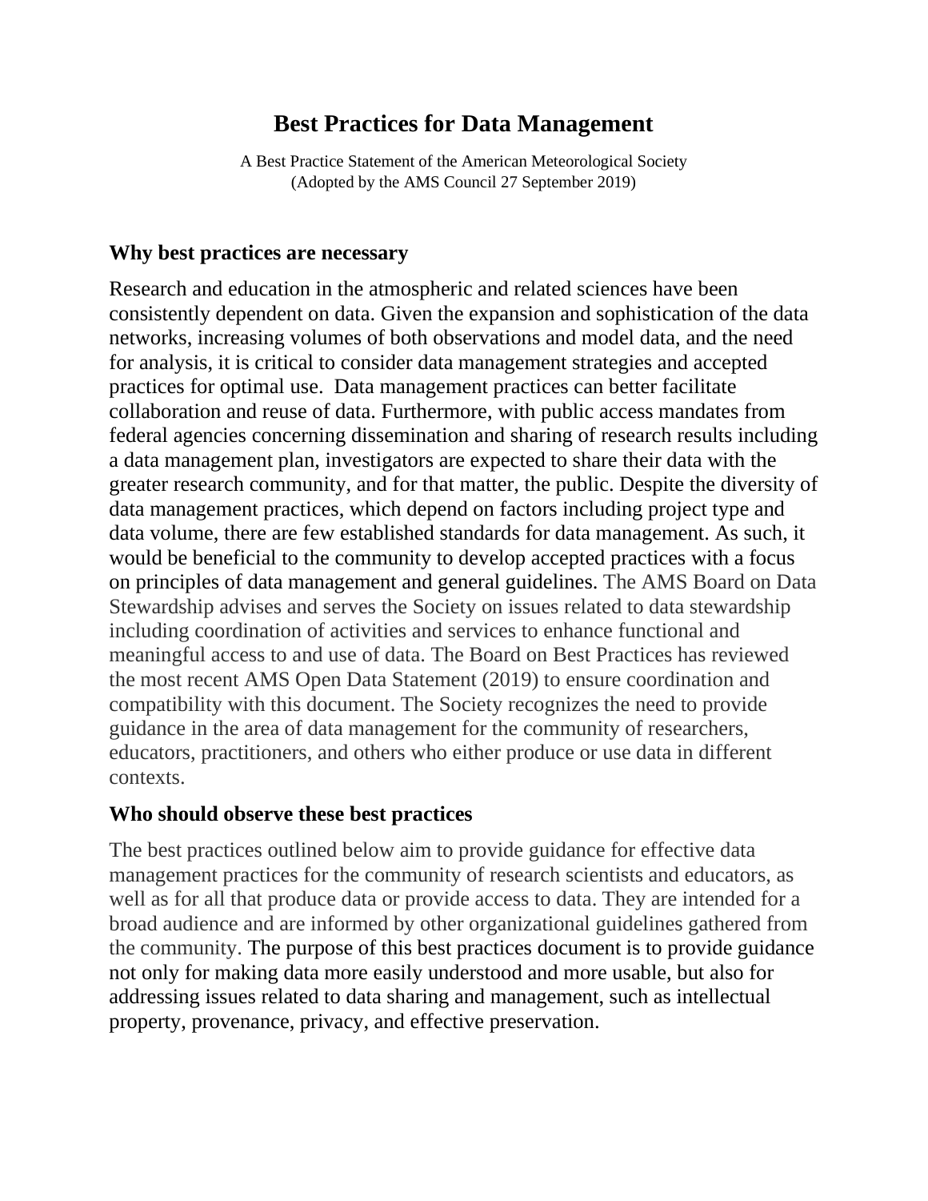# Best Practices for Data Management

A Best Practice Statement of the American Meteorological Society
(Adopted by the AMS Council 27 September 2019)

## Why best practices are necessary

Research and education in the atmospheric and related sciences have been consistently dependent on data. Given the expansion and sophistication of the data networks, increasing volumes of both observations and model data, and the need for analysis, it is critical to consider data management strategies and accepted practices for optimal use. Data management practices can better facilitate collaboration and reuse of data. Furthermore, with public access mandates from federal agencies concerning dissemination and sharing of research results including a data management plan, investigators are expected to share their data with the greater research community, and for that matter, the public. Despite the diversity of data management practices, which depend on factors including project type and data volume, there are few established standards for data management. As such, it would be beneficial to the community to develop accepted practices with a focus on principles of data management and general guidelines. The AMS Board on Data Stewardship advises and serves the Society on issues related to data stewardship including coordination of activities and services to enhance functional and meaningful access to and use of data. The Board on Best Practices has reviewed the most recent AMS Open Data Statement (2019) to ensure coordination and compatibility with this document. The Society recognizes the need to provide guidance in the area of data management for the community of researchers, educators, practitioners, and others who either produce or use data in different contexts.

## Who should observe these best practices

The best practices outlined below aim to provide guidance for effective data management practices for the community of research scientists and educators, as well as for all that produce data or provide access to data. They are intended for a broad audience and are informed by other organizational guidelines gathered from the community. The purpose of this best practices document is to provide guidance not only for making data more easily understood and more usable, but also for addressing issues related to data sharing and management, such as intellectual property, provenance, privacy, and effective preservation.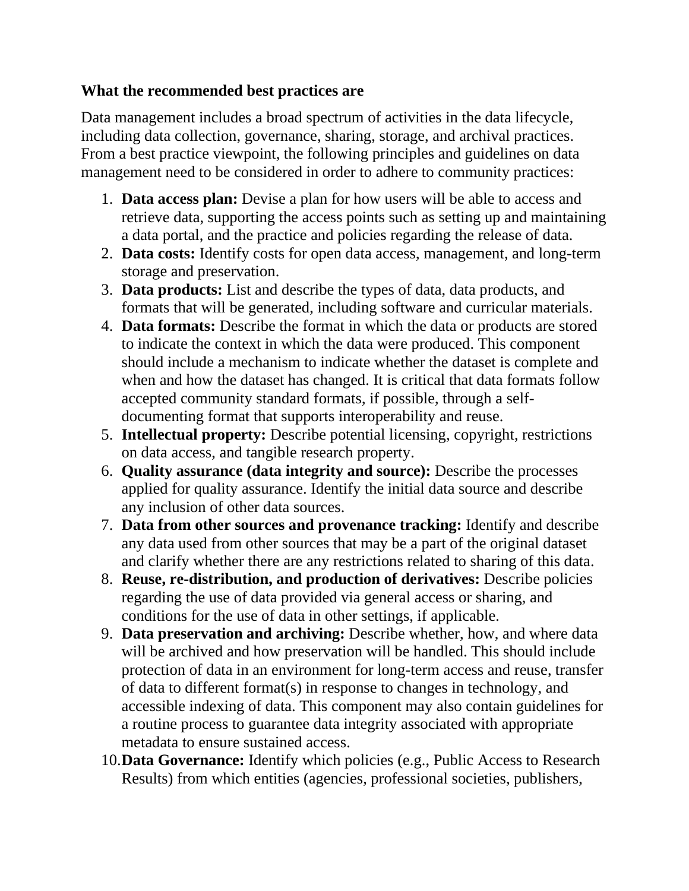**What the recommended best practices are**

Data management includes a broad spectrum of activities in the data lifecycle, including data collection, governance, sharing, storage, and archival practices. From a best practice viewpoint, the following principles and guidelines on data management need to be considered in order to adhere to community practices:

1. **Data access plan:** Devise a plan for how users will be able to access and retrieve data, supporting the access points such as setting up and maintaining a data portal, and the practice and policies regarding the release of data.
2. **Data costs:** Identify costs for open data access, management, and long-term storage and preservation.
3. **Data products:** List and describe the types of data, data products, and formats that will be generated, including software and curricular materials.
4. **Data formats:** Describe the format in which the data or products are stored to indicate the context in which the data were produced. This component should include a mechanism to indicate whether the dataset is complete and when and how the dataset has changed. It is critical that data formats follow accepted community standard formats, if possible, through a self-documenting format that supports interoperability and reuse.
5. **Intellectual property:** Describe potential licensing, copyright, restrictions on data access, and tangible research property.
6. **Quality assurance (data integrity and source):** Describe the processes applied for quality assurance. Identify the initial data source and describe any inclusion of other data sources.
7. **Data from other sources and provenance tracking:** Identify and describe any data used from other sources that may be a part of the original dataset and clarify whether there are any restrictions related to sharing of this data.
8. **Reuse, re-distribution, and production of derivatives:** Describe policies regarding the use of data provided via general access or sharing, and conditions for the use of data in other settings, if applicable.
9. **Data preservation and archiving:** Describe whether, how, and where data will be archived and how preservation will be handled. This should include protection of data in an environment for long-term access and reuse, transfer of data to different format(s) in response to changes in technology, and accessible indexing of data. This component may also contain guidelines for a routine process to guarantee data integrity associated with appropriate metadata to ensure sustained access.
10. **Data Governance:** Identify which policies (e.g., Public Access to Research Results) from which entities (agencies, professional societies, publishers,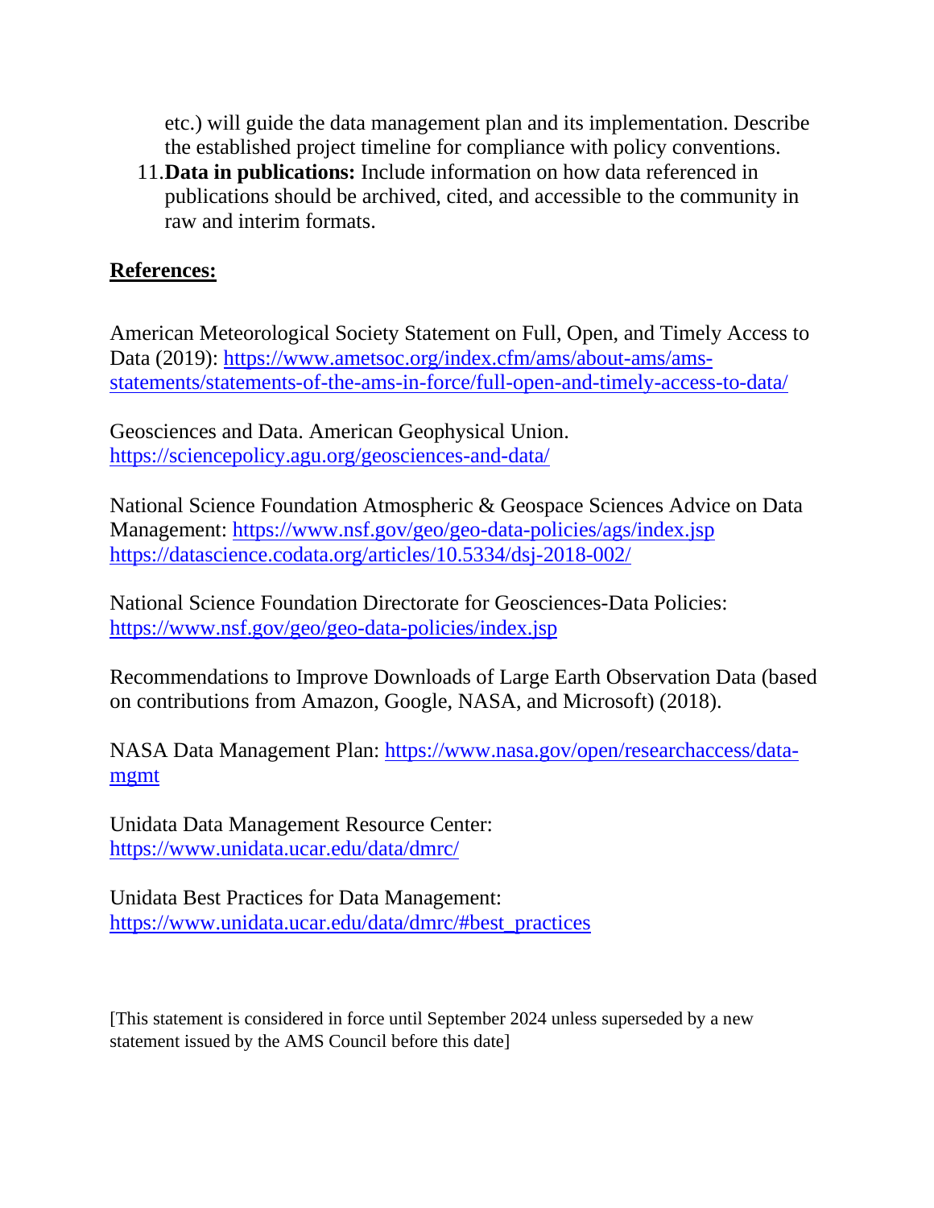etc.) will guide the data management plan and its implementation. Describe the established project timeline for compliance with policy conventions.

11. **Data in publications:** Include information on how data referenced in publications should be archived, cited, and accessible to the community in raw and interim formats.

## References:

American Meteorological Society Statement on Full, Open, and Timely Access to Data (2019): https://www.ametsoc.org/index.cfm/ams/about-ams/ams-statements/statements-of-the-ams-in-force/full-open-and-timely-access-to-data/

Geosciences and Data. American Geophysical Union. https://sciencepolicy.agu.org/geosciences-and-data/

National Science Foundation Atmospheric & Geospace Sciences Advice on Data Management: https://www.nsf.gov/geo/geo-data-policies/ags/index.jsp https://datascience.codata.org/articles/10.5334/dsj-2018-002/

National Science Foundation Directorate for Geosciences-Data Policies: https://www.nsf.gov/geo/geo-data-policies/index.jsp

Recommendations to Improve Downloads of Large Earth Observation Data (based on contributions from Amazon, Google, NASA, and Microsoft) (2018).

NASA Data Management Plan: https://www.nasa.gov/open/researchaccess/data-mgmt

Unidata Data Management Resource Center: https://www.unidata.ucar.edu/data/dmrc/

Unidata Best Practices for Data Management: https://www.unidata.ucar.edu/data/dmrc/#best_practices

[This statement is considered in force until September 2024 unless superseded by a new statement issued by the AMS Council before this date]